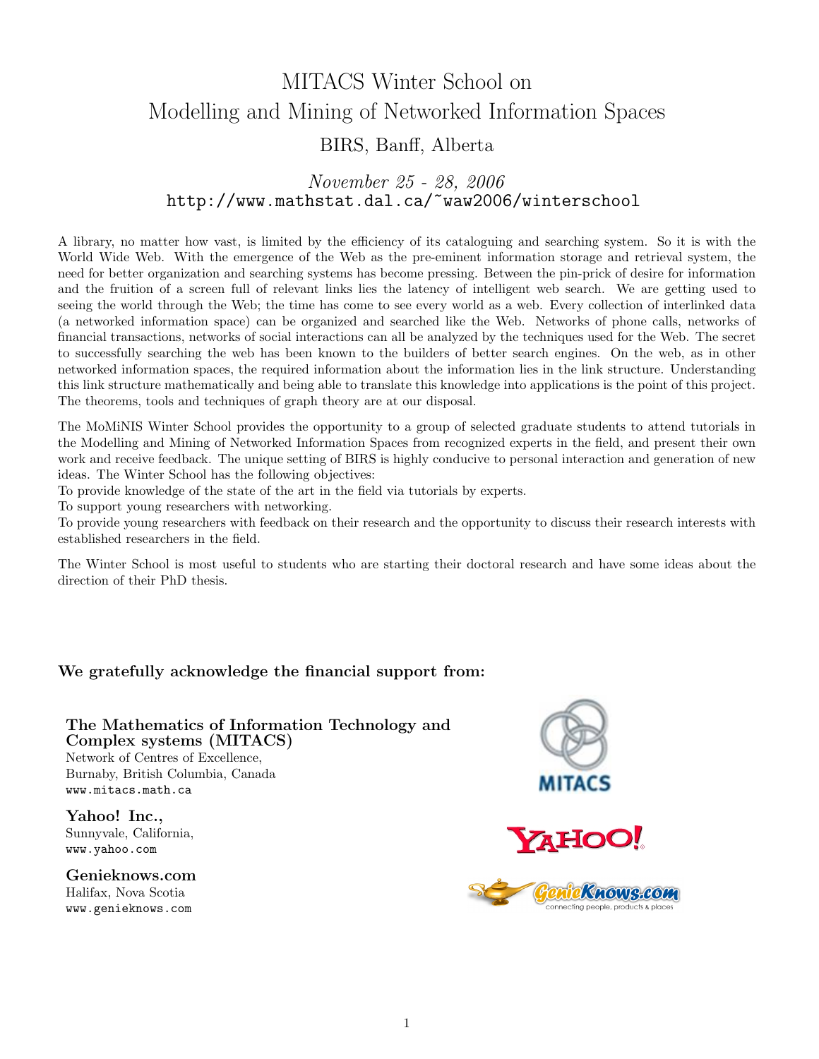# MITACS Winter School on Modelling and Mining of Networked Information Spaces

## BIRS, Banff, Alberta

*November 25 - 28, 2006*

http://www.mathstat.dal.ca/~waw2006/winterschool

A library, no matter how vast, is limited by the efficiency of its cataloguing and searching system. So it is with the World Wide Web. With the emergence of the Web as the pre-eminent information storage and retrieval system, the need for better organization and searching systems has become pressing. Between the pin-prick of desire for information and the fruition of a screen full of relevant links lies the latency of intelligent web search. We are getting used to seeing the world through the Web; the time has come to see every world as a web. Every collection of interlinked data (a networked information space) can be organized and searched like the Web. Networks of phone calls, networks of financial transactions, networks of social interactions can all be analyzed by the techniques used for the Web. The secret to successfully searching the web has been known to the builders of better search engines. On the web, as in other networked information spaces, the required information about the information lies in the link structure. Understanding this link structure mathematically and being able to translate this knowledge into applications is the point of this project. The theorems, tools and techniques of graph theory are at our disposal.

The MoMiNIS Winter School provides the opportunity to a group of selected graduate students to attend tutorials in the Modelling and Mining of Networked Information Spaces from recognized experts in the field, and present their own work and receive feedback. The unique setting of BIRS is highly conducive to personal interaction and generation of new ideas. The Winter School has the following objectives:
To provide knowledge of the state of the art in the field via tutorials by experts.
To support young researchers with networking.
To provide young researchers with feedback on their research and the opportunity to discuss their research interests with established researchers in the field.

The Winter School is most useful to students who are starting their doctoral research and have some ideas about the direction of their PhD thesis.

### We gratefully acknowledge the financial support from:

**The Mathematics of Information Technology and Complex systems (MITACS)**
Network of Centres of Excellence,
Burnaby, British Columbia, Canada
www.mitacs.math.ca

**Yahoo! Inc.,**
Sunnyvale, California,
www.yahoo.com

**Genieknows.com**
Halifax, Nova Scotia
www.genieknows.com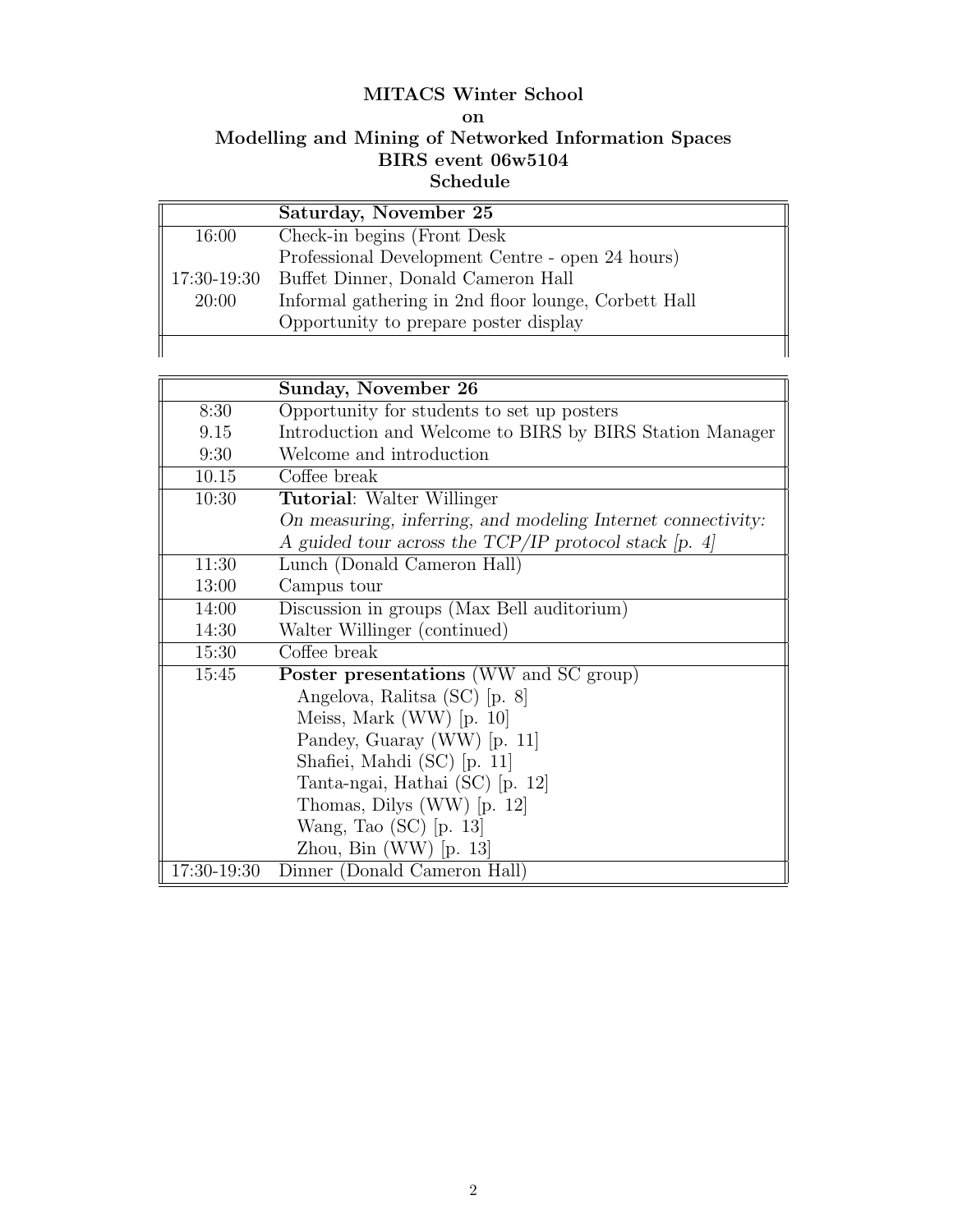**MITACS Winter School**
**on**
**Modelling and Mining of Networked Information Spaces**
**BIRS event 06w5104**
**Schedule**

| | **Saturday, November 25** |
|---|---|
| 16:00 | Check-in begins (Front Desk |
| | Professional Development Centre - open 24 hours) |
| 17:30-19:30 | Buffet Dinner, Donald Cameron Hall |
| 20:00 | Informal gathering in 2nd floor lounge, Corbett Hall |
| | Opportunity to prepare poster display |

| | **Sunday, November 26** |
|---|---|
| 8:30 | Opportunity for students to set up posters |
| 9.15 | Introduction and Welcome to BIRS by BIRS Station Manager |
| 9:30 | Welcome and introduction |
| 10.15 | Coffee break |
| 10:30 | **Tutorial**: Walter Willinger |
| | *On measuring, inferring, and modeling Internet connectivity:* |
| | *A guided tour across the TCP/IP protocol stack [p. 4]* |
| 11:30 | Lunch (Donald Cameron Hall) |
| 13:00 | Campus tour |
| 14:00 | Discussion in groups (Max Bell auditorium) |
| 14:30 | Walter Willinger (continued) |
| 15:30 | Coffee break |
| 15:45 | **Poster presentations** (WW and SC group) |
| | Angelova, Ralitsa (SC) [p. 8] |
| | Meiss, Mark (WW) [p. 10] |
| | Pandey, Guaray (WW) [p. 11] |
| | Shafiei, Mahdi (SC) [p. 11] |
| | Tanta-ngai, Hathai (SC) [p. 12] |
| | Thomas, Dilys (WW) [p. 12] |
| | Wang, Tao (SC) [p. 13] |
| | Zhou, Bin (WW) [p. 13] |
| 17:30-19:30 | Dinner (Donald Cameron Hall) |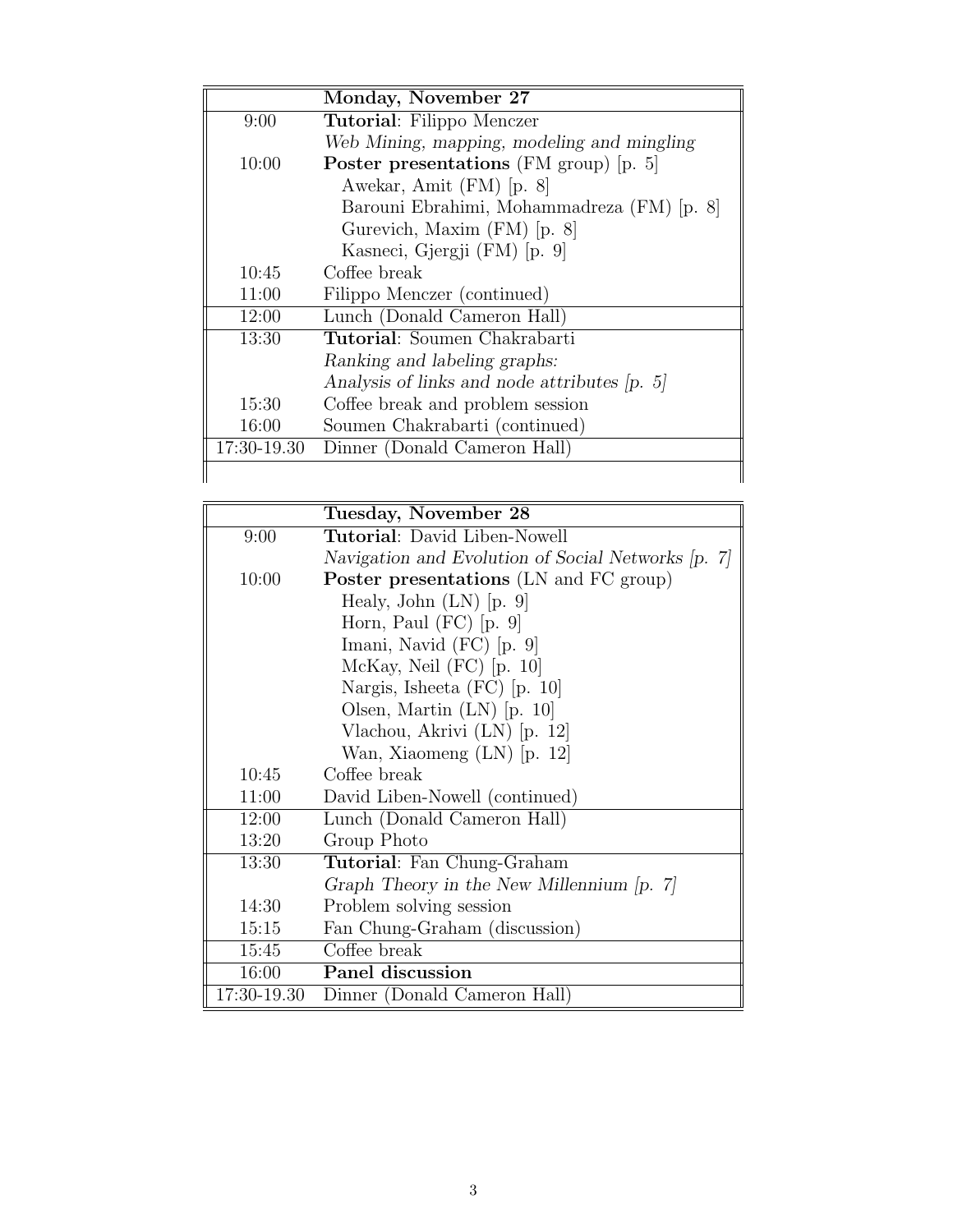| | **Monday, November 27** |
|---|---|
| 9:00 | **Tutorial**: Filippo Menczer |
| | *Web Mining, mapping, modeling and mingling* |
| 10:00 | **Poster presentations** (FM group) [p. 5] |
| | Awekar, Amit (FM) [p. 8] |
| | Barouni Ebrahimi, Mohammadreza (FM) [p. 8] |
| | Gurevich, Maxim (FM) [p. 8] |
| | Kasneci, Gjergji (FM) [p. 9] |
| 10:45 | Coffee break |
| 11:00 | Filippo Menczer (continued) |
| 12:00 | Lunch (Donald Cameron Hall) |
| 13:30 | **Tutorial**: Soumen Chakrabarti |
| | *Ranking and labeling graphs:* |
| | *Analysis of links and node attributes [p. 5]* |
| 15:30 | Coffee break and problem session |
| 16:00 | Soumen Chakrabarti (continued) |
| 17:30-19.30 | Dinner (Donald Cameron Hall) |

| | **Tuesday, November 28** |
|---|---|
| 9:00 | **Tutorial**: David Liben-Nowell |
| | *Navigation and Evolution of Social Networks [p. 7]* |
| 10:00 | **Poster presentations** (LN and FC group) |
| | Healy, John (LN) [p. 9] |
| | Horn, Paul (FC) [p. 9] |
| | Imani, Navid (FC) [p. 9] |
| | McKay, Neil (FC) [p. 10] |
| | Nargis, Isheeta (FC) [p. 10] |
| | Olsen, Martin (LN) [p. 10] |
| | Vlachou, Akrivi (LN) [p. 12] |
| | Wan, Xiaomeng (LN) [p. 12] |
| 10:45 | Coffee break |
| 11:00 | David Liben-Nowell (continued) |
| 12:00 | Lunch (Donald Cameron Hall) |
| 13:20 | Group Photo |
| 13:30 | **Tutorial**: Fan Chung-Graham |
| | *Graph Theory in the New Millennium [p. 7]* |
| 14:30 | Problem solving session |
| 15:15 | Fan Chung-Graham (discussion) |
| 15:45 | Coffee break |
| 16:00 | **Panel discussion** |
| 17:30-19.30 | Dinner (Donald Cameron Hall) |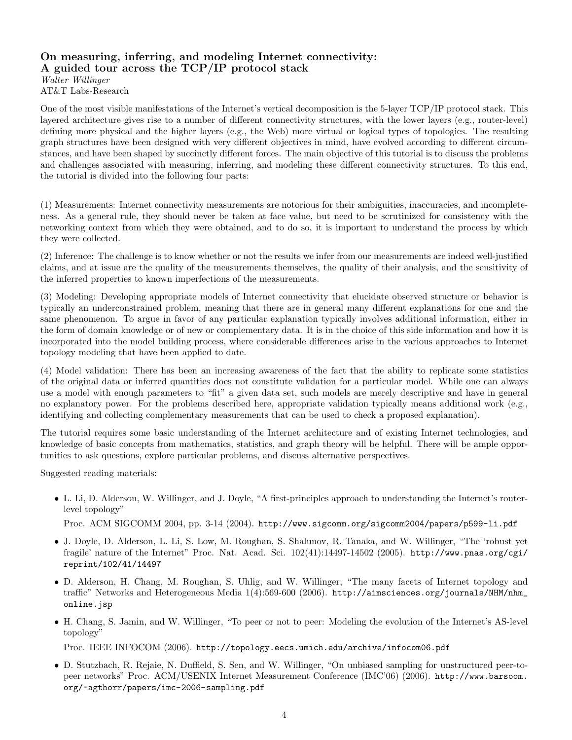### On measuring, inferring, and modeling Internet connectivity: A guided tour across the TCP/IP protocol stack

*Walter Willinger*
AT&T Labs-Research

One of the most visible manifestations of the Internet's vertical decomposition is the 5-layer TCP/IP protocol stack. This layered architecture gives rise to a number of different connectivity structures, with the lower layers (e.g., router-level) defining more physical and the higher layers (e.g., the Web) more virtual or logical types of topologies. The resulting graph structures have been designed with very different objectives in mind, have evolved according to different circumstances, and have been shaped by succinctly different forces. The main objective of this tutorial is to discuss the problems and challenges associated with measuring, inferring, and modeling these different connectivity structures. To this end, the tutorial is divided into the following four parts:

(1) Measurements: Internet connectivity measurements are notorious for their ambiguities, inaccuracies, and incompleteness. As a general rule, they should never be taken at face value, but need to be scrutinized for consistency with the networking context from which they were obtained, and to do so, it is important to understand the process by which they were collected.

(2) Inference: The challenge is to know whether or not the results we infer from our measurements are indeed well-justified claims, and at issue are the quality of the measurements themselves, the quality of their analysis, and the sensitivity of the inferred properties to known imperfections of the measurements.

(3) Modeling: Developing appropriate models of Internet connectivity that elucidate observed structure or behavior is typically an underconstrained problem, meaning that there are in general many different explanations for one and the same phenomenon. To argue in favor of any particular explanation typically involves additional information, either in the form of domain knowledge or of new or complementary data. It is in the choice of this side information and how it is incorporated into the model building process, where considerable differences arise in the various approaches to Internet topology modeling that have been applied to date.

(4) Model validation: There has been an increasing awareness of the fact that the ability to replicate some statistics of the original data or inferred quantities does not constitute validation for a particular model. While one can always use a model with enough parameters to "fit" a given data set, such models are merely descriptive and have in general no explanatory power. For the problems described here, appropriate validation typically means additional work (e.g., identifying and collecting complementary measurements that can be used to check a proposed explanation).

The tutorial requires some basic understanding of the Internet architecture and of existing Internet technologies, and knowledge of basic concepts from mathematics, statistics, and graph theory will be helpful. There will be ample opportunities to ask questions, explore particular problems, and discuss alternative perspectives.

Suggested reading materials:

- L. Li, D. Alderson, W. Willinger, and J. Doyle, "A first-principles approach to understanding the Internet's router-level topology"

  Proc. ACM SIGCOMM 2004, pp. 3-14 (2004). `http://www.sigcomm.org/sigcomm2004/papers/p599-li.pdf`

- J. Doyle, D. Alderson, L. Li, S. Low, M. Roughan, S. Shalunov, R. Tanaka, and W. Willinger, "The 'robust yet fragile' nature of the Internet" Proc. Nat. Acad. Sci. 102(41):14497-14502 (2005). `http://www.pnas.org/cgi/reprint/102/41/14497`

- D. Alderson, H. Chang, M. Roughan, S. Uhlig, and W. Willinger, "The many facets of Internet topology and traffic" Networks and Heterogeneous Media 1(4):569-600 (2006). `http://aimsciences.org/journals/NHM/nhm_online.jsp`

- H. Chang, S. Jamin, and W. Willinger, "To peer or not to peer: Modeling the evolution of the Internet's AS-level topology"

  Proc. IEEE INFOCOM (2006). `http://topology.eecs.umich.edu/archive/infocom06.pdf`

- D. Stutzbach, R. Rejaie, N. Duffield, S. Sen, and W. Willinger, "On unbiased sampling for unstructured peer-to-peer networks" Proc. ACM/USENIX Internet Measurement Conference (IMC'06) (2006). `http://www.barsoom.org/~agthorr/papers/imc-2006-sampling.pdf`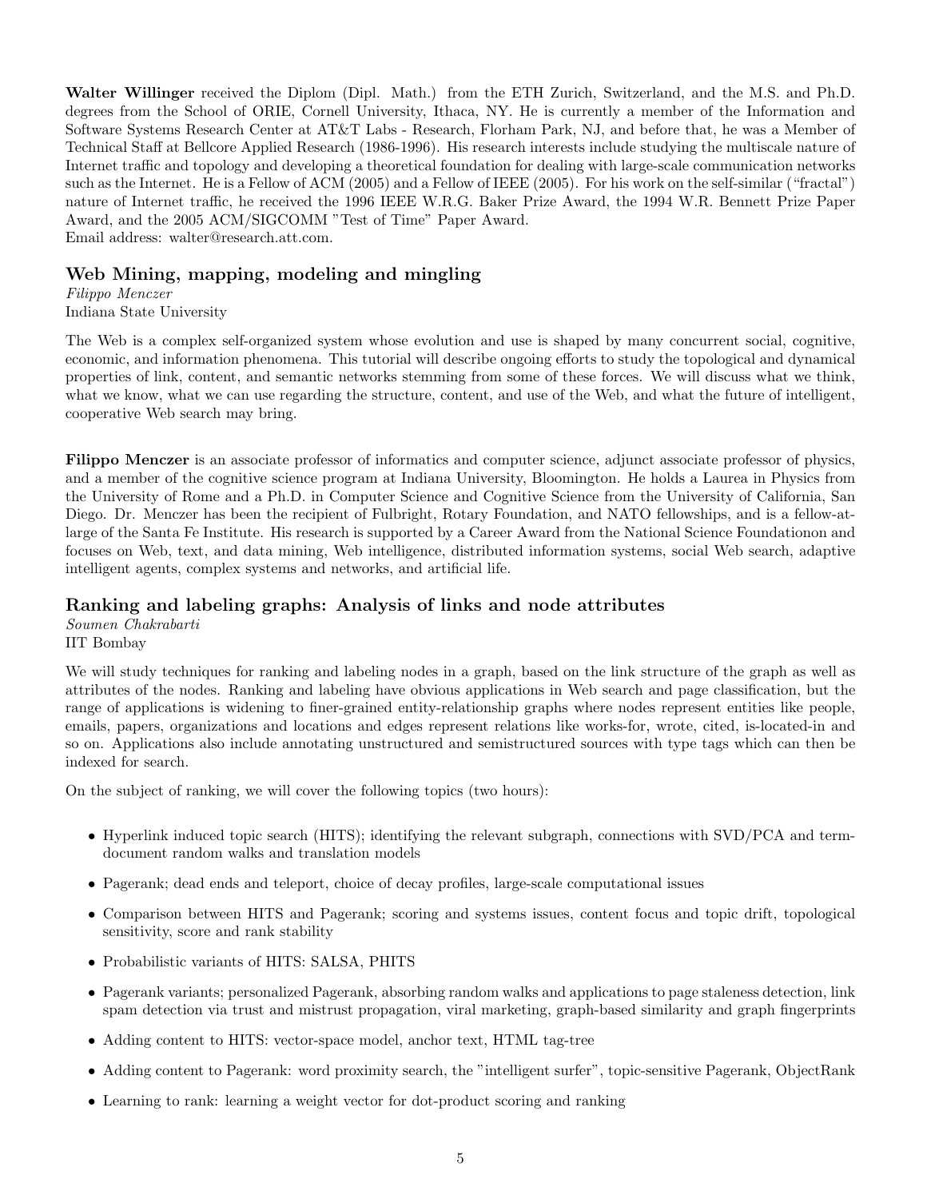**Walter Willinger** received the Diplom (Dipl. Math.) from the ETH Zurich, Switzerland, and the M.S. and Ph.D. degrees from the School of ORIE, Cornell University, Ithaca, NY. He is currently a member of the Information and Software Systems Research Center at AT&T Labs - Research, Florham Park, NJ, and before that, he was a Member of Technical Staff at Bellcore Applied Research (1986-1996). His research interests include studying the multiscale nature of Internet traffic and topology and developing a theoretical foundation for dealing with large-scale communication networks such as the Internet. He is a Fellow of ACM (2005) and a Fellow of IEEE (2005). For his work on the self-similar ("fractal") nature of Internet traffic, he received the 1996 IEEE W.R.G. Baker Prize Award, the 1994 W.R. Bennett Prize Paper Award, and the 2005 ACM/SIGCOMM "Test of Time" Paper Award.
Email address: walter@research.att.com.

## Web Mining, mapping, modeling and mingling

*Filippo Menczer*
Indiana State University

The Web is a complex self-organized system whose evolution and use is shaped by many concurrent social, cognitive, economic, and information phenomena. This tutorial will describe ongoing efforts to study the topological and dynamical properties of link, content, and semantic networks stemming from some of these forces. We will discuss what we think, what we know, what we can use regarding the structure, content, and use of the Web, and what the future of intelligent, cooperative Web search may bring.

**Filippo Menczer** is an associate professor of informatics and computer science, adjunct associate professor of physics, and a member of the cognitive science program at Indiana University, Bloomington. He holds a Laurea in Physics from the University of Rome and a Ph.D. in Computer Science and Cognitive Science from the University of California, San Diego. Dr. Menczer has been the recipient of Fulbright, Rotary Foundation, and NATO fellowships, and is a fellow-at-large of the Santa Fe Institute. His research is supported by a Career Award from the National Science Foundationon and focuses on Web, text, and data mining, Web intelligence, distributed information systems, social Web search, adaptive intelligent agents, complex systems and networks, and artificial life.

## Ranking and labeling graphs: Analysis of links and node attributes

*Soumen Chakrabarti*
IIT Bombay

We will study techniques for ranking and labeling nodes in a graph, based on the link structure of the graph as well as attributes of the nodes. Ranking and labeling have obvious applications in Web search and page classification, but the range of applications is widening to finer-grained entity-relationship graphs where nodes represent entities like people, emails, papers, organizations and locations and edges represent relations like works-for, wrote, cited, is-located-in and so on. Applications also include annotating unstructured and semistructured sources with type tags which can then be indexed for search.

On the subject of ranking, we will cover the following topics (two hours):

- Hyperlink induced topic search (HITS); identifying the relevant subgraph, connections with SVD/PCA and term-document random walks and translation models
- Pagerank; dead ends and teleport, choice of decay profiles, large-scale computational issues
- Comparison between HITS and Pagerank; scoring and systems issues, content focus and topic drift, topological sensitivity, score and rank stability
- Probabilistic variants of HITS: SALSA, PHITS
- Pagerank variants; personalized Pagerank, absorbing random walks and applications to page staleness detection, link spam detection via trust and mistrust propagation, viral marketing, graph-based similarity and graph fingerprints
- Adding content to HITS: vector-space model, anchor text, HTML tag-tree
- Adding content to Pagerank: word proximity search, the "intelligent surfer", topic-sensitive Pagerank, ObjectRank
- Learning to rank: learning a weight vector for dot-product scoring and ranking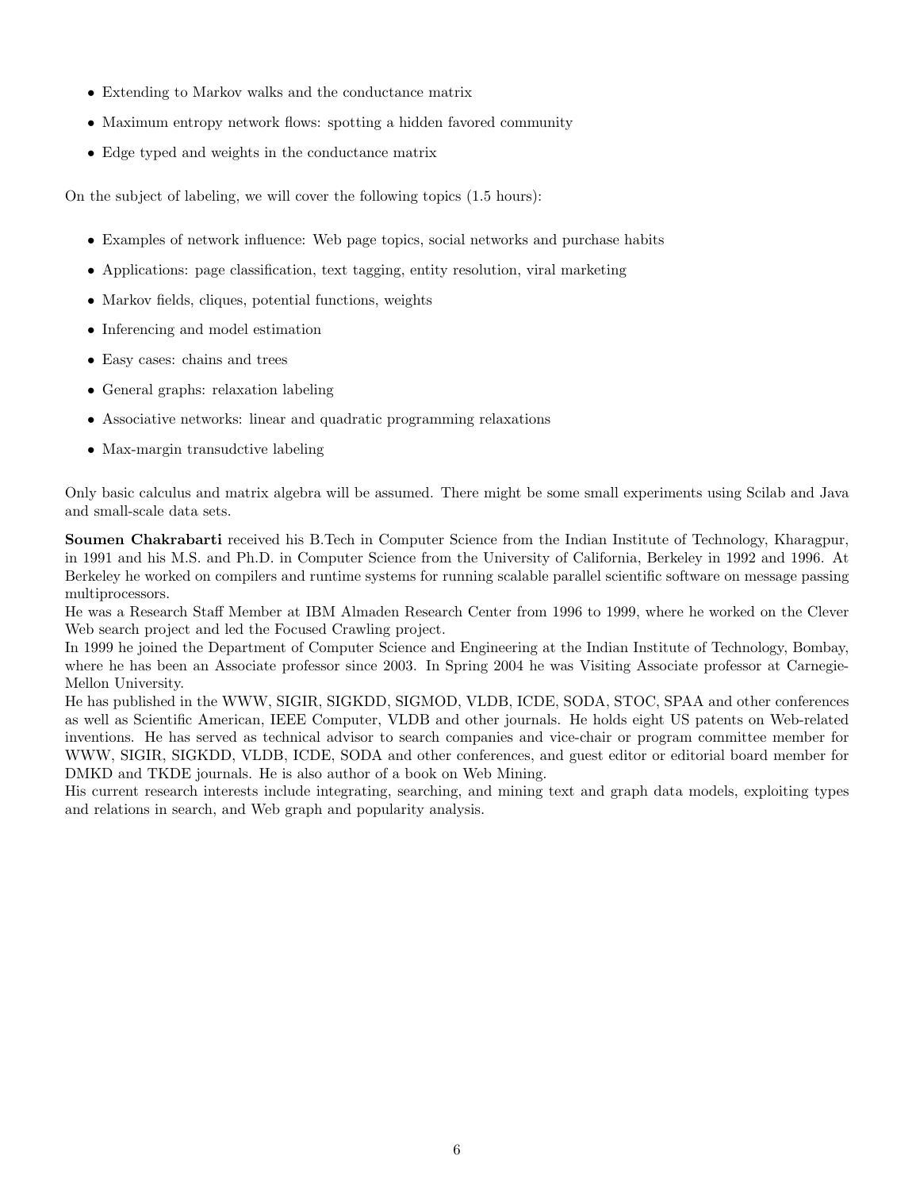- Extending to Markov walks and the conductance matrix
- Maximum entropy network flows: spotting a hidden favored community
- Edge typed and weights in the conductance matrix

On the subject of labeling, we will cover the following topics (1.5 hours):

- Examples of network influence: Web page topics, social networks and purchase habits
- Applications: page classification, text tagging, entity resolution, viral marketing
- Markov fields, cliques, potential functions, weights
- Inferencing and model estimation
- Easy cases: chains and trees
- General graphs: relaxation labeling
- Associative networks: linear and quadratic programming relaxations
- Max-margin transudctive labeling

Only basic calculus and matrix algebra will be assumed. There might be some small experiments using Scilab and Java and small-scale data sets.

**Soumen Chakrabarti** received his B.Tech in Computer Science from the Indian Institute of Technology, Kharagpur, in 1991 and his M.S. and Ph.D. in Computer Science from the University of California, Berkeley in 1992 and 1996. At Berkeley he worked on compilers and runtime systems for running scalable parallel scientific software on message passing multiprocessors.

He was a Research Staff Member at IBM Almaden Research Center from 1996 to 1999, where he worked on the Clever Web search project and led the Focused Crawling project.

In 1999 he joined the Department of Computer Science and Engineering at the Indian Institute of Technology, Bombay, where he has been an Associate professor since 2003. In Spring 2004 he was Visiting Associate professor at Carnegie-Mellon University.

He has published in the WWW, SIGIR, SIGKDD, SIGMOD, VLDB, ICDE, SODA, STOC, SPAA and other conferences as well as Scientific American, IEEE Computer, VLDB and other journals. He holds eight US patents on Web-related inventions. He has served as technical advisor to search companies and vice-chair or program committee member for WWW, SIGIR, SIGKDD, VLDB, ICDE, SODA and other conferences, and guest editor or editorial board member for DMKD and TKDE journals. He is also author of a book on Web Mining.

His current research interests include integrating, searching, and mining text and graph data models, exploiting types and relations in search, and Web graph and popularity analysis.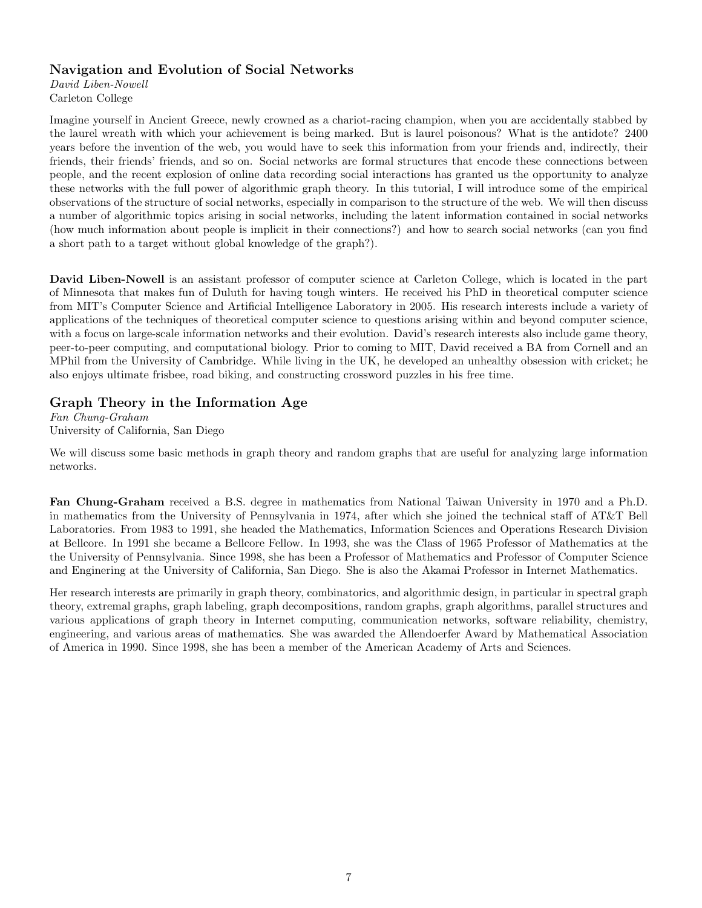## Navigation and Evolution of Social Networks

*David Liben-Nowell*
Carleton College

Imagine yourself in Ancient Greece, newly crowned as a chariot-racing champion, when you are accidentally stabbed by the laurel wreath with which your achievement is being marked. But is laurel poisonous? What is the antidote? 2400 years before the invention of the web, you would have to seek this information from your friends and, indirectly, their friends, their friends' friends, and so on. Social networks are formal structures that encode these connections between people, and the recent explosion of online data recording social interactions has granted us the opportunity to analyze these networks with the full power of algorithmic graph theory. In this tutorial, I will introduce some of the empirical observations of the structure of social networks, especially in comparison to the structure of the web. We will then discuss a number of algorithmic topics arising in social networks, including the latent information contained in social networks (how much information about people is implicit in their connections?) and how to search social networks (can you find a short path to a target without global knowledge of the graph?).

**David Liben-Nowell** is an assistant professor of computer science at Carleton College, which is located in the part of Minnesota that makes fun of Duluth for having tough winters. He received his PhD in theoretical computer science from MIT's Computer Science and Artificial Intelligence Laboratory in 2005. His research interests include a variety of applications of the techniques of theoretical computer science to questions arising within and beyond computer science, with a focus on large-scale information networks and their evolution. David's research interests also include game theory, peer-to-peer computing, and computational biology. Prior to coming to MIT, David received a BA from Cornell and an MPhil from the University of Cambridge. While living in the UK, he developed an unhealthy obsession with cricket; he also enjoys ultimate frisbee, road biking, and constructing crossword puzzles in his free time.

## Graph Theory in the Information Age

*Fan Chung-Graham*
University of California, San Diego

We will discuss some basic methods in graph theory and random graphs that are useful for analyzing large information networks.

**Fan Chung-Graham** received a B.S. degree in mathematics from National Taiwan University in 1970 and a Ph.D. in mathematics from the University of Pennsylvania in 1974, after which she joined the technical staff of AT&T Bell Laboratories. From 1983 to 1991, she headed the Mathematics, Information Sciences and Operations Research Division at Bellcore. In 1991 she became a Bellcore Fellow. In 1993, she was the Class of 1965 Professor of Mathematics at the the University of Pennsylvania. Since 1998, she has been a Professor of Mathematics and Professor of Computer Science and Enginering at the University of California, San Diego. She is also the Akamai Professor in Internet Mathematics.

Her research interests are primarily in graph theory, combinatorics, and algorithmic design, in particular in spectral graph theory, extremal graphs, graph labeling, graph decompositions, random graphs, graph algorithms, parallel structures and various applications of graph theory in Internet computing, communication networks, software reliability, chemistry, engineering, and various areas of mathematics. She was awarded the Allendoerfer Award by Mathematical Association of America in 1990. Since 1998, she has been a member of the American Academy of Arts and Sciences.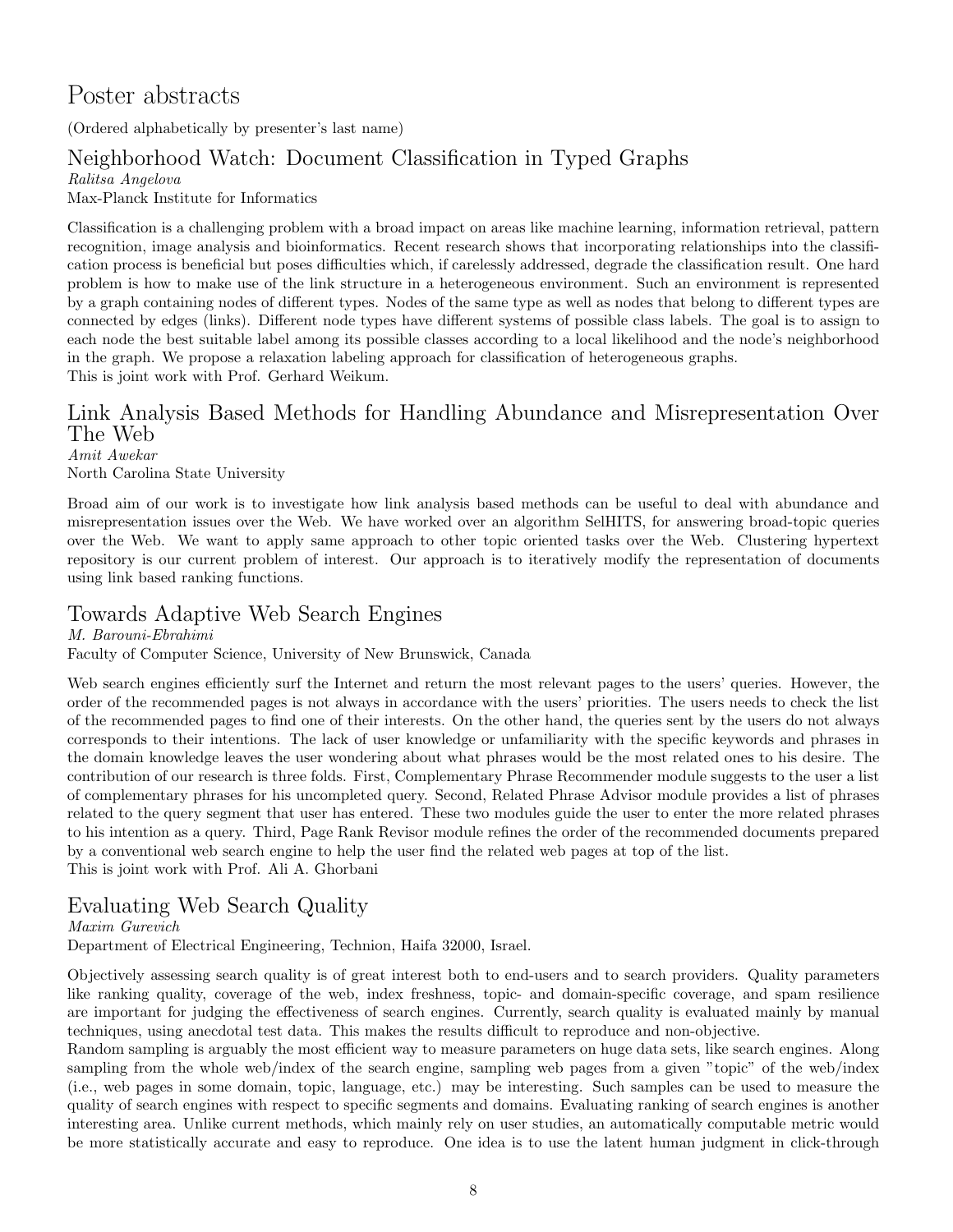# Poster abstracts

(Ordered alphabetically by presenter's last name)

## Neighborhood Watch: Document Classification in Typed Graphs

*Ralitsa Angelova*
Max-Planck Institute for Informatics

Classification is a challenging problem with a broad impact on areas like machine learning, information retrieval, pattern recognition, image analysis and bioinformatics. Recent research shows that incorporating relationships into the classification process is beneficial but poses difficulties which, if carelessly addressed, degrade the classification result. One hard problem is how to make use of the link structure in a heterogeneous environment. Such an environment is represented by a graph containing nodes of different types. Nodes of the same type as well as nodes that belong to different types are connected by edges (links). Different node types have different systems of possible class labels. The goal is to assign to each node the best suitable label among its possible classes according to a local likelihood and the node's neighborhood in the graph. We propose a relaxation labeling approach for classification of heterogeneous graphs.
This is joint work with Prof. Gerhard Weikum.

## Link Analysis Based Methods for Handling Abundance and Misrepresentation Over The Web

*Amit Awekar*
North Carolina State University

Broad aim of our work is to investigate how link analysis based methods can be useful to deal with abundance and misrepresentation issues over the Web. We have worked over an algorithm SelHITS, for answering broad-topic queries over the Web. We want to apply same approach to other topic oriented tasks over the Web. Clustering hypertext repository is our current problem of interest. Our approach is to iteratively modify the representation of documents using link based ranking functions.

## Towards Adaptive Web Search Engines

*M. Barouni-Ebrahimi*
Faculty of Computer Science, University of New Brunswick, Canada

Web search engines efficiently surf the Internet and return the most relevant pages to the users' queries. However, the order of the recommended pages is not always in accordance with the users' priorities. The users needs to check the list of the recommended pages to find one of their interests. On the other hand, the queries sent by the users do not always corresponds to their intentions. The lack of user knowledge or unfamiliarity with the specific keywords and phrases in the domain knowledge leaves the user wondering about what phrases would be the most related ones to his desire. The contribution of our research is three folds. First, Complementary Phrase Recommender module suggests to the user a list of complementary phrases for his uncompleted query. Second, Related Phrase Advisor module provides a list of phrases related to the query segment that user has entered. These two modules guide the user to enter the more related phrases to his intention as a query. Third, Page Rank Revisor module refines the order of the recommended documents prepared by a conventional web search engine to help the user find the related web pages at top of the list.
This is joint work with Prof. Ali A. Ghorbani

## Evaluating Web Search Quality

*Maxim Gurevich*
Department of Electrical Engineering, Technion, Haifa 32000, Israel.

Objectively assessing search quality is of great interest both to end-users and to search providers. Quality parameters like ranking quality, coverage of the web, index freshness, topic- and domain-specific coverage, and spam resilience are important for judging the effectiveness of search engines. Currently, search quality is evaluated mainly by manual techniques, using anecdotal test data. This makes the results difficult to reproduce and non-objective.
Random sampling is arguably the most efficient way to measure parameters on huge data sets, like search engines. Along sampling from the whole web/index of the search engine, sampling web pages from a given "topic" of the web/index (i.e., web pages in some domain, topic, language, etc.) may be interesting. Such samples can be used to measure the quality of search engines with respect to specific segments and domains. Evaluating ranking of search engines is another interesting area. Unlike current methods, which mainly rely on user studies, an automatically computable metric would be more statistically accurate and easy to reproduce. One idea is to use the latent human judgment in click-through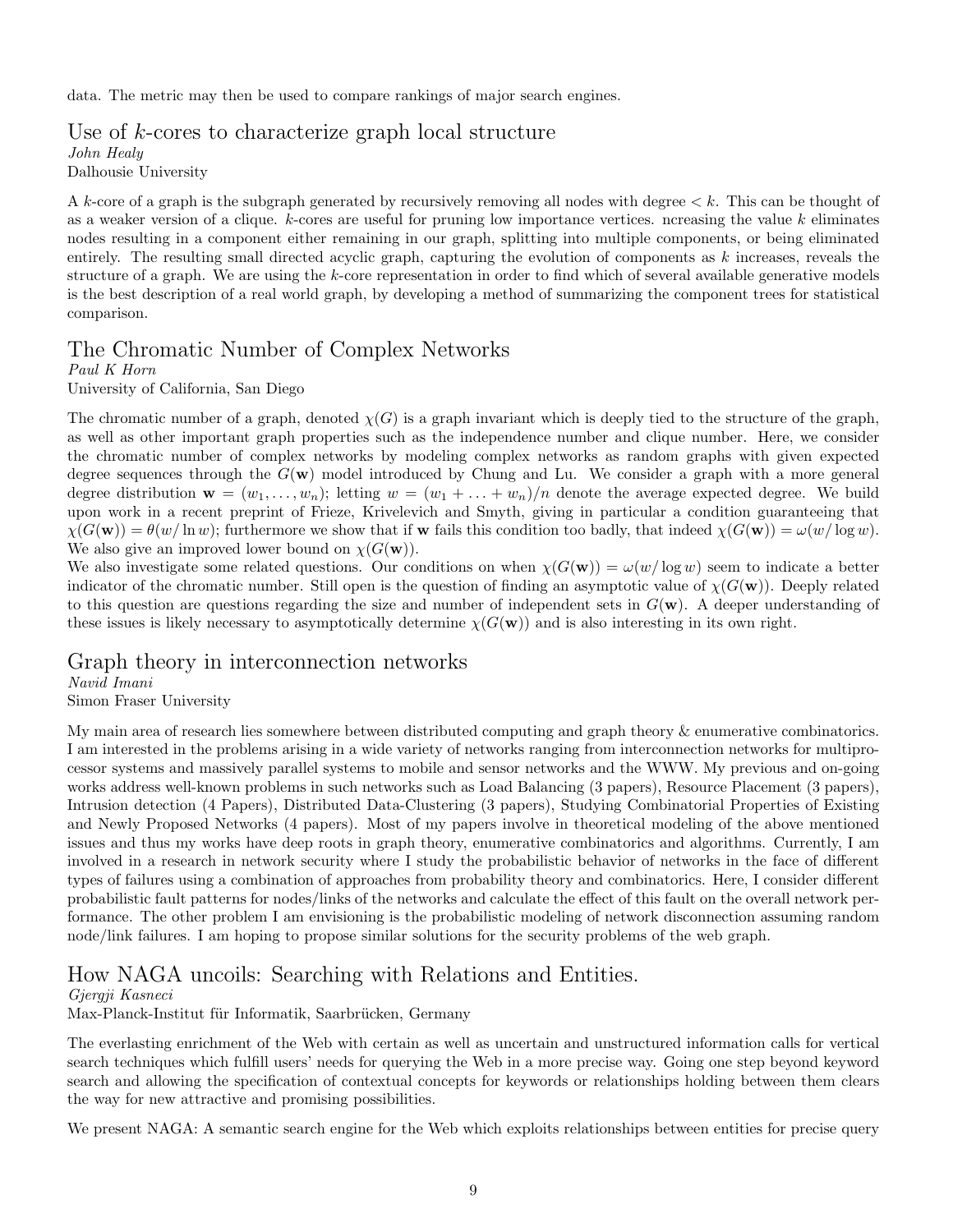data. The metric may then be used to compare rankings of major search engines.

## Use of $k$-cores to characterize graph local structure

*John Healy*
Dalhousie University

A $k$-core of a graph is the subgraph generated by recursively removing all nodes with degree $< k$. This can be thought of as a weaker version of a clique. $k$-cores are useful for pruning low importance vertices. ncreasing the value $k$ eliminates nodes resulting in a component either remaining in our graph, splitting into multiple components, or being eliminated entirely. The resulting small directed acyclic graph, capturing the evolution of components as $k$ increases, reveals the structure of a graph. We are using the $k$-core representation in order to find which of several available generative models is the best description of a real world graph, by developing a method of summarizing the component trees for statistical comparison.

## The Chromatic Number of Complex Networks

*Paul K Horn*
University of California, San Diego

The chromatic number of a graph, denoted $\chi(G)$ is a graph invariant which is deeply tied to the structure of the graph, as well as other important graph properties such as the independence number and clique number. Here, we consider the chromatic number of complex networks by modeling complex networks as random graphs with given expected degree sequences through the $G(\mathbf{w})$ model introduced by Chung and Lu. We consider a graph with a more general degree distribution $\mathbf{w} = (w_1, \ldots, w_n)$; letting $w = (w_1 + \ldots + w_n)/n$ denote the average expected degree. We build upon work in a recent preprint of Frieze, Krivelevich and Smyth, giving in particular a condition guaranteeing that $\chi(G(\mathbf{w})) = \theta(w/\ln w)$; furthermore we show that if $\mathbf{w}$ fails this condition too badly, that indeed $\chi(G(\mathbf{w})) = \omega(w/\log w)$. We also give an improved lower bound on $\chi(G(\mathbf{w}))$.

We also investigate some related questions. Our conditions on when $\chi(G(\mathbf{w})) = \omega(w/\log w)$ seem to indicate a better indicator of the chromatic number. Still open is the question of finding an asymptotic value of $\chi(G(\mathbf{w}))$. Deeply related to this question are questions regarding the size and number of independent sets in $G(\mathbf{w})$. A deeper understanding of these issues is likely necessary to asymptotically determine $\chi(G(\mathbf{w}))$ and is also interesting in its own right.

## Graph theory in interconnection networks

*Navid Imani*
Simon Fraser University

My main area of research lies somewhere between distributed computing and graph theory & enumerative combinatorics. I am interested in the problems arising in a wide variety of networks ranging from interconnection networks for multiprocessor systems and massively parallel systems to mobile and sensor networks and the WWW. My previous and on-going works address well-known problems in such networks such as Load Balancing (3 papers), Resource Placement (3 papers), Intrusion detection (4 Papers), Distributed Data-Clustering (3 papers), Studying Combinatorial Properties of Existing and Newly Proposed Networks (4 papers). Most of my papers involve in theoretical modeling of the above mentioned issues and thus my works have deep roots in graph theory, enumerative combinatorics and algorithms. Currently, I am involved in a research in network security where I study the probabilistic behavior of networks in the face of different types of failures using a combination of approaches from probability theory and combinatorics. Here, I consider different probabilistic fault patterns for nodes/links of the networks and calculate the effect of this fault on the overall network performance. The other problem I am envisioning is the probabilistic modeling of network disconnection assuming random node/link failures. I am hoping to propose similar solutions for the security problems of the web graph.

## How NAGA uncoils: Searching with Relations and Entities.

*Gjergji Kasneci*
Max-Planck-Institut für Informatik, Saarbrücken, Germany

The everlasting enrichment of the Web with certain as well as uncertain and unstructured information calls for vertical search techniques which fulfill users' needs for querying the Web in a more precise way. Going one step beyond keyword search and allowing the specification of contextual concepts for keywords or relationships holding between them clears the way for new attractive and promising possibilities.

We present NAGA: A semantic search engine for the Web which exploits relationships between entities for precise query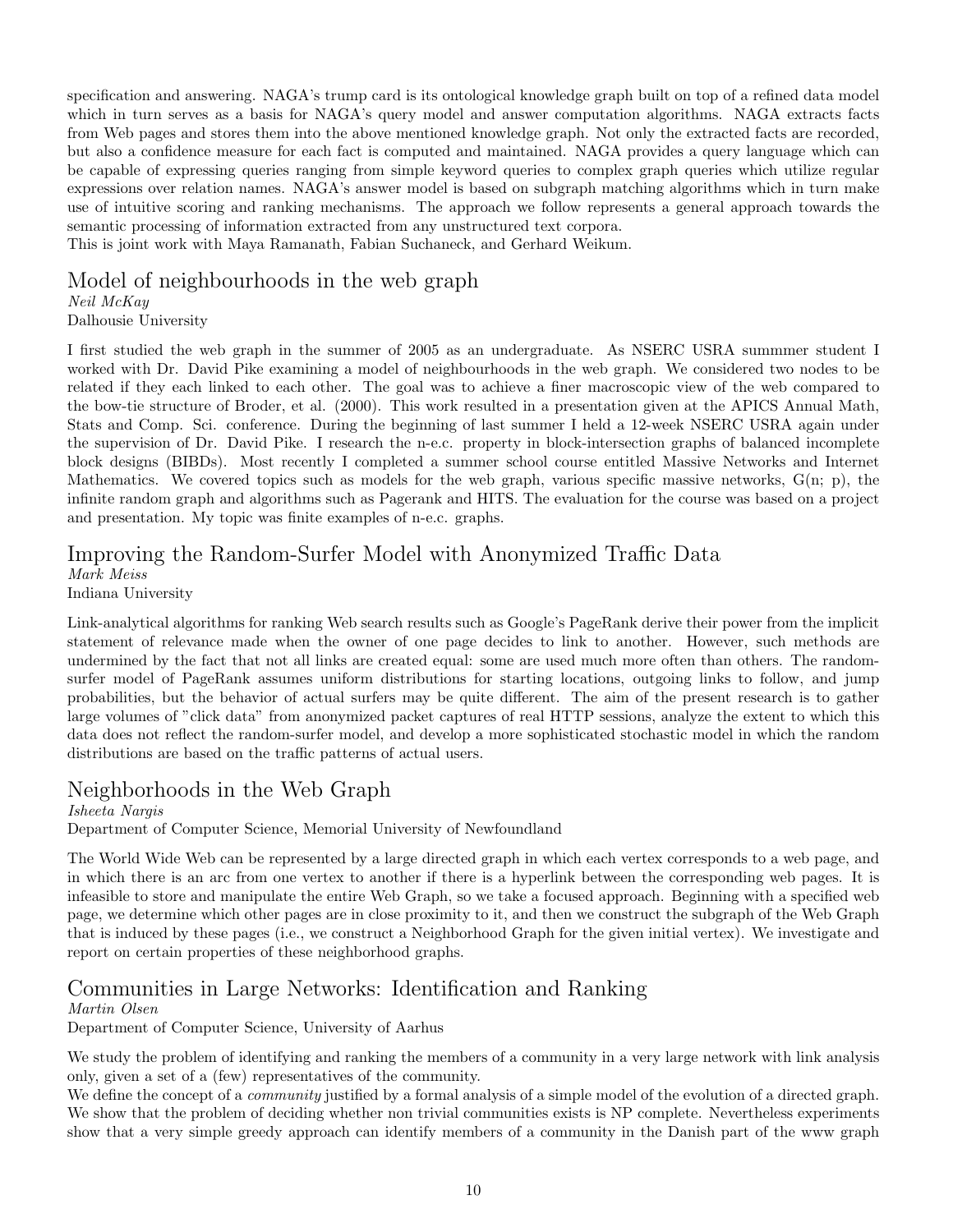specification and answering. NAGA's trump card is its ontological knowledge graph built on top of a refined data model which in turn serves as a basis for NAGA's query model and answer computation algorithms. NAGA extracts facts from Web pages and stores them into the above mentioned knowledge graph. Not only the extracted facts are recorded, but also a confidence measure for each fact is computed and maintained. NAGA provides a query language which can be capable of expressing queries ranging from simple keyword queries to complex graph queries which utilize regular expressions over relation names. NAGA's answer model is based on subgraph matching algorithms which in turn make use of intuitive scoring and ranking mechanisms. The approach we follow represents a general approach towards the semantic processing of information extracted from any unstructured text corpora.
This is joint work with Maya Ramanath, Fabian Suchaneck, and Gerhard Weikum.

## Model of neighbourhoods in the web graph

*Neil McKay*
Dalhousie University

I first studied the web graph in the summer of 2005 as an undergraduate. As NSERC USRA summmer student I worked with Dr. David Pike examining a model of neighbourhoods in the web graph. We considered two nodes to be related if they each linked to each other. The goal was to achieve a finer macroscopic view of the web compared to the bow-tie structure of Broder, et al. (2000). This work resulted in a presentation given at the APICS Annual Math, Stats and Comp. Sci. conference. During the beginning of last summer I held a 12-week NSERC USRA again under the supervision of Dr. David Pike. I research the n-e.c. property in block-intersection graphs of balanced incomplete block designs (BIBDs). Most recently I completed a summer school course entitled Massive Networks and Internet Mathematics. We covered topics such as models for the web graph, various specific massive networks, G(n; p), the infinite random graph and algorithms such as Pagerank and HITS. The evaluation for the course was based on a project and presentation. My topic was finite examples of n-e.c. graphs.

## Improving the Random-Surfer Model with Anonymized Traffic Data

*Mark Meiss*
Indiana University

Link-analytical algorithms for ranking Web search results such as Google's PageRank derive their power from the implicit statement of relevance made when the owner of one page decides to link to another. However, such methods are undermined by the fact that not all links are created equal: some are used much more often than others. The random-surfer model of PageRank assumes uniform distributions for starting locations, outgoing links to follow, and jump probabilities, but the behavior of actual surfers may be quite different. The aim of the present research is to gather large volumes of "click data" from anonymized packet captures of real HTTP sessions, analyze the extent to which this data does not reflect the random-surfer model, and develop a more sophisticated stochastic model in which the random distributions are based on the traffic patterns of actual users.

## Neighborhoods in the Web Graph

*Isheeta Nargis*
Department of Computer Science, Memorial University of Newfoundland

The World Wide Web can be represented by a large directed graph in which each vertex corresponds to a web page, and in which there is an arc from one vertex to another if there is a hyperlink between the corresponding web pages. It is infeasible to store and manipulate the entire Web Graph, so we take a focused approach. Beginning with a specified web page, we determine which other pages are in close proximity to it, and then we construct the subgraph of the Web Graph that is induced by these pages (i.e., we construct a Neighborhood Graph for the given initial vertex). We investigate and report on certain properties of these neighborhood graphs.

## Communities in Large Networks: Identification and Ranking

*Martin Olsen*
Department of Computer Science, University of Aarhus

We study the problem of identifying and ranking the members of a community in a very large network with link analysis only, given a set of a (few) representatives of the community.
We define the concept of a *community* justified by a formal analysis of a simple model of the evolution of a directed graph. We show that the problem of deciding whether non trivial communities exists is NP complete. Nevertheless experiments show that a very simple greedy approach can identify members of a community in the Danish part of the www graph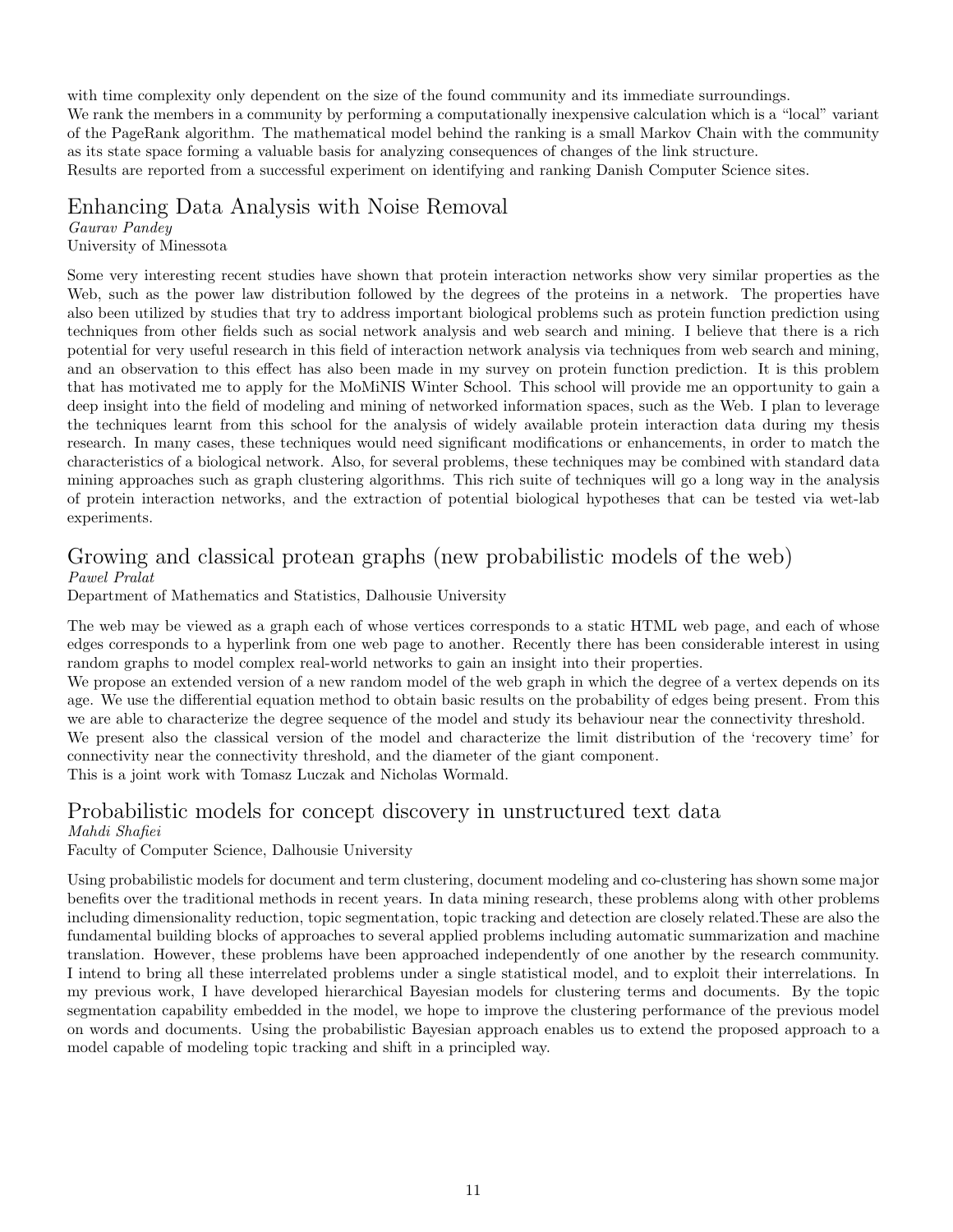with time complexity only dependent on the size of the found community and its immediate surroundings.
We rank the members in a community by performing a computationally inexpensive calculation which is a "local" variant of the PageRank algorithm. The mathematical model behind the ranking is a small Markov Chain with the community as its state space forming a valuable basis for analyzing consequences of changes of the link structure.
Results are reported from a successful experiment on identifying and ranking Danish Computer Science sites.

## Enhancing Data Analysis with Noise Removal

*Gaurav Pandey*
University of Minessota

Some very interesting recent studies have shown that protein interaction networks show very similar properties as the Web, such as the power law distribution followed by the degrees of the proteins in a network. The properties have also been utilized by studies that try to address important biological problems such as protein function prediction using techniques from other fields such as social network analysis and web search and mining. I believe that there is a rich potential for very useful research in this field of interaction network analysis via techniques from web search and mining, and an observation to this effect has also been made in my survey on protein function prediction. It is this problem that has motivated me to apply for the MoMiNIS Winter School. This school will provide me an opportunity to gain a deep insight into the field of modeling and mining of networked information spaces, such as the Web. I plan to leverage the techniques learnt from this school for the analysis of widely available protein interaction data during my thesis research. In many cases, these techniques would need significant modifications or enhancements, in order to match the characteristics of a biological network. Also, for several problems, these techniques may be combined with standard data mining approaches such as graph clustering algorithms. This rich suite of techniques will go a long way in the analysis of protein interaction networks, and the extraction of potential biological hypotheses that can be tested via wet-lab experiments.

## Growing and classical protean graphs (new probabilistic models of the web)

*Pawel Pralat*
Department of Mathematics and Statistics, Dalhousie University

The web may be viewed as a graph each of whose vertices corresponds to a static HTML web page, and each of whose edges corresponds to a hyperlink from one web page to another. Recently there has been considerable interest in using random graphs to model complex real-world networks to gain an insight into their properties.
We propose an extended version of a new random model of the web graph in which the degree of a vertex depends on its age. We use the differential equation method to obtain basic results on the probability of edges being present. From this we are able to characterize the degree sequence of the model and study its behaviour near the connectivity threshold.
We present also the classical version of the model and characterize the limit distribution of the 'recovery time' for connectivity near the connectivity threshold, and the diameter of the giant component.
This is a joint work with Tomasz Luczak and Nicholas Wormald.

## Probabilistic models for concept discovery in unstructured text data

*Mahdi Shafiei*
Faculty of Computer Science, Dalhousie University

Using probabilistic models for document and term clustering, document modeling and co-clustering has shown some major benefits over the traditional methods in recent years. In data mining research, these problems along with other problems including dimensionality reduction, topic segmentation, topic tracking and detection are closely related.These are also the fundamental building blocks of approaches to several applied problems including automatic summarization and machine translation. However, these problems have been approached independently of one another by the research community. I intend to bring all these interrelated problems under a single statistical model, and to exploit their interrelations. In my previous work, I have developed hierarchical Bayesian models for clustering terms and documents. By the topic segmentation capability embedded in the model, we hope to improve the clustering performance of the previous model on words and documents. Using the probabilistic Bayesian approach enables us to extend the proposed approach to a model capable of modeling topic tracking and shift in a principled way.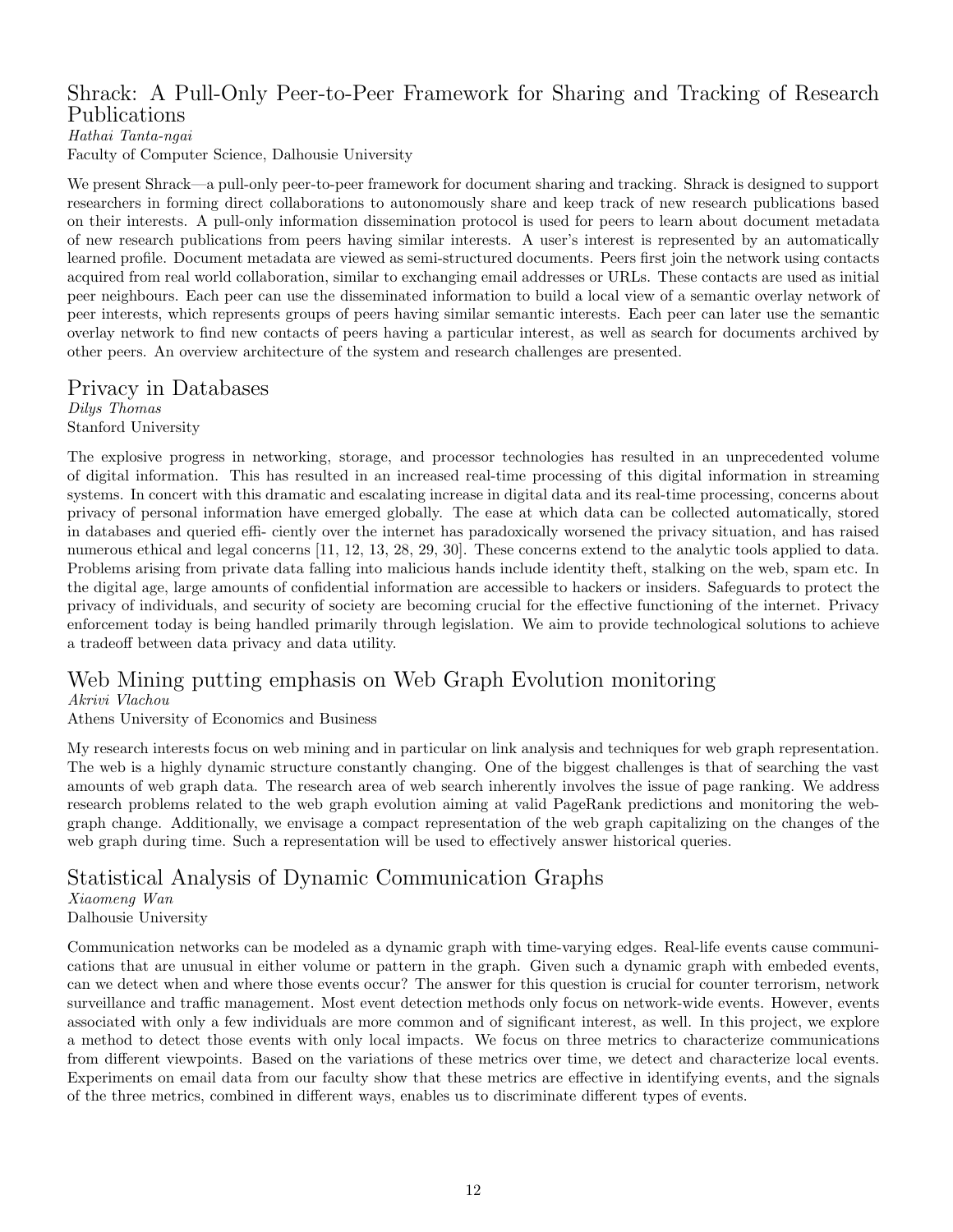## Shrack: A Pull-Only Peer-to-Peer Framework for Sharing and Tracking of Research Publications

*Hathai Tanta-ngai*
Faculty of Computer Science, Dalhousie University

We present Shrack—a pull-only peer-to-peer framework for document sharing and tracking. Shrack is designed to support researchers in forming direct collaborations to autonomously share and keep track of new research publications based on their interests. A pull-only information dissemination protocol is used for peers to learn about document metadata of new research publications from peers having similar interests. A user's interest is represented by an automatically learned profile. Document metadata are viewed as semi-structured documents. Peers first join the network using contacts acquired from real world collaboration, similar to exchanging email addresses or URLs. These contacts are used as initial peer neighbours. Each peer can use the disseminated information to build a local view of a semantic overlay network of peer interests, which represents groups of peers having similar semantic interests. Each peer can later use the semantic overlay network to find new contacts of peers having a particular interest, as well as search for documents archived by other peers. An overview architecture of the system and research challenges are presented.

## Privacy in Databases

*Dilys Thomas*
Stanford University

The explosive progress in networking, storage, and processor technologies has resulted in an unprecedented volume of digital information. This has resulted in an increased real-time processing of this digital information in streaming systems. In concert with this dramatic and escalating increase in digital data and its real-time processing, concerns about privacy of personal information have emerged globally. The ease at which data can be collected automatically, stored in databases and queried effi- ciently over the internet has paradoxically worsened the privacy situation, and has raised numerous ethical and legal concerns [11, 12, 13, 28, 29, 30]. These concerns extend to the analytic tools applied to data. Problems arising from private data falling into malicious hands include identity theft, stalking on the web, spam etc. In the digital age, large amounts of confidential information are accessible to hackers or insiders. Safeguards to protect the privacy of individuals, and security of society are becoming crucial for the effective functioning of the internet. Privacy enforcement today is being handled primarily through legislation. We aim to provide technological solutions to achieve a tradeoff between data privacy and data utility.

## Web Mining putting emphasis on Web Graph Evolution monitoring

*Akrivi Vlachou*
Athens University of Economics and Business

My research interests focus on web mining and in particular on link analysis and techniques for web graph representation. The web is a highly dynamic structure constantly changing. One of the biggest challenges is that of searching the vast amounts of web graph data. The research area of web search inherently involves the issue of page ranking. We address research problems related to the web graph evolution aiming at valid PageRank predictions and monitoring the web-graph change. Additionally, we envisage a compact representation of the web graph capitalizing on the changes of the web graph during time. Such a representation will be used to effectively answer historical queries.

## Statistical Analysis of Dynamic Communication Graphs

*Xiaomeng Wan*
Dalhousie University

Communication networks can be modeled as a dynamic graph with time-varying edges. Real-life events cause communications that are unusual in either volume or pattern in the graph. Given such a dynamic graph with embeded events, can we detect when and where those events occur? The answer for this question is crucial for counter terrorism, network surveillance and traffic management. Most event detection methods only focus on network-wide events. However, events associated with only a few individuals are more common and of significant interest, as well. In this project, we explore a method to detect those events with only local impacts. We focus on three metrics to characterize communications from different viewpoints. Based on the variations of these metrics over time, we detect and characterize local events. Experiments on email data from our faculty show that these metrics are effective in identifying events, and the signals of the three metrics, combined in different ways, enables us to discriminate different types of events.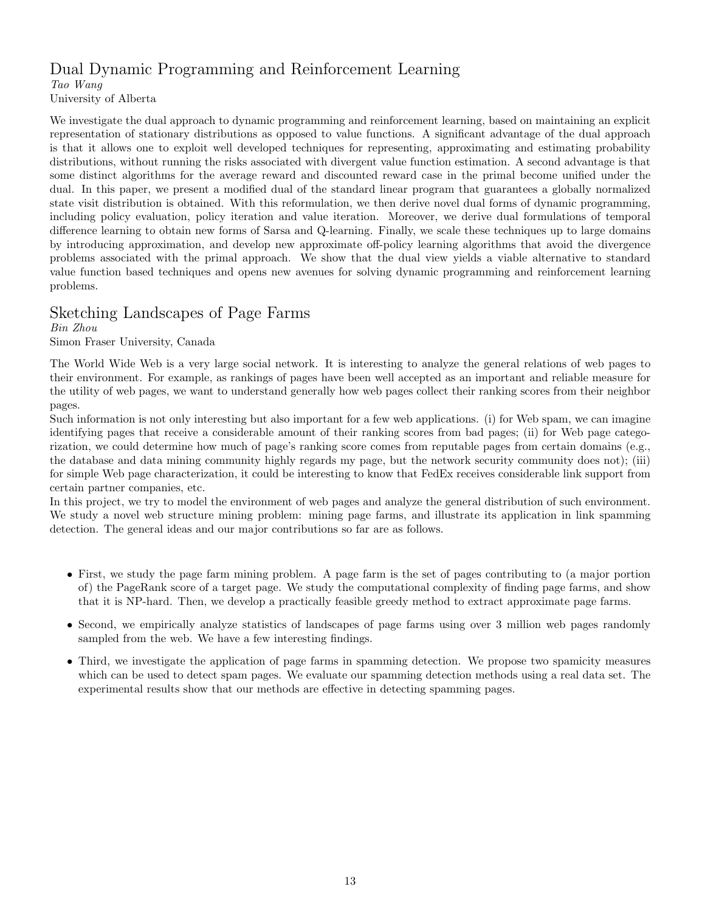## Dual Dynamic Programming and Reinforcement Learning

*Tao Wang*
University of Alberta

We investigate the dual approach to dynamic programming and reinforcement learning, based on maintaining an explicit representation of stationary distributions as opposed to value functions. A significant advantage of the dual approach is that it allows one to exploit well developed techniques for representing, approximating and estimating probability distributions, without running the risks associated with divergent value function estimation. A second advantage is that some distinct algorithms for the average reward and discounted reward case in the primal become unified under the dual. In this paper, we present a modified dual of the standard linear program that guarantees a globally normalized state visit distribution is obtained. With this reformulation, we then derive novel dual forms of dynamic programming, including policy evaluation, policy iteration and value iteration. Moreover, we derive dual formulations of temporal difference learning to obtain new forms of Sarsa and Q-learning. Finally, we scale these techniques up to large domains by introducing approximation, and develop new approximate off-policy learning algorithms that avoid the divergence problems associated with the primal approach. We show that the dual view yields a viable alternative to standard value function based techniques and opens new avenues for solving dynamic programming and reinforcement learning problems.

## Sketching Landscapes of Page Farms

*Bin Zhou*
Simon Fraser University, Canada

The World Wide Web is a very large social network. It is interesting to analyze the general relations of web pages to their environment. For example, as rankings of pages have been well accepted as an important and reliable measure for the utility of web pages, we want to understand generally how web pages collect their ranking scores from their neighbor pages.

Such information is not only interesting but also important for a few web applications. (i) for Web spam, we can imagine identifying pages that receive a considerable amount of their ranking scores from bad pages; (ii) for Web page categorization, we could determine how much of page's ranking score comes from reputable pages from certain domains (e.g., the database and data mining community highly regards my page, but the network security community does not); (iii) for simple Web page characterization, it could be interesting to know that FedEx receives considerable link support from certain partner companies, etc.

In this project, we try to model the environment of web pages and analyze the general distribution of such environment. We study a novel web structure mining problem: mining page farms, and illustrate its application in link spamming detection. The general ideas and our major contributions so far are as follows.

- First, we study the page farm mining problem. A page farm is the set of pages contributing to (a major portion of) the PageRank score of a target page. We study the computational complexity of finding page farms, and show that it is NP-hard. Then, we develop a practically feasible greedy method to extract approximate page farms.
- Second, we empirically analyze statistics of landscapes of page farms using over 3 million web pages randomly sampled from the web. We have a few interesting findings.
- Third, we investigate the application of page farms in spamming detection. We propose two spamicity measures which can be used to detect spam pages. We evaluate our spamming detection methods using a real data set. The experimental results show that our methods are effective in detecting spamming pages.